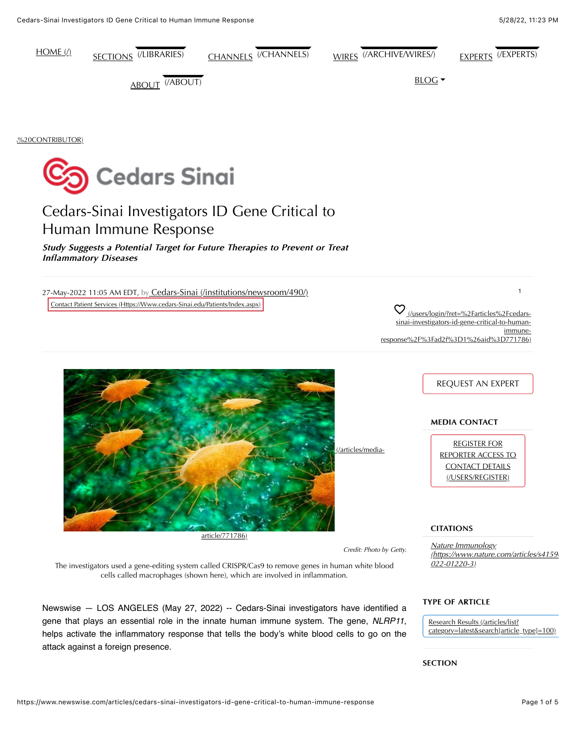HOME (/) SECTIONS (/LIBRARIES) CHANNELS (/CHANNELS) WIRES (/ARCHIVE/WIRES/) EXPERTS (/EXPERTS)

ABOUT (/ABOUT) BLOG

,%20CONTRIBUTOR)

# Cedars-Sinai Investigators ID Gene Critical to Human Immune Response

***Study Suggests a Potential Target for Future Therapies to Prevent or Treat Inflammatory Diseases***

27-May-2022 11:05 AM EDT, by Cedars-Sinai (/institutions/newsroom/490/)

Contact Patient Services (Https://Www.cedars-Sinai.edu/Patients/Index.aspx)

1

(/users/login/?ret=%2Farticles%2Fcedars-sinai-investigators-id-gene-critical-to-human-immune-response%2F%3Fad2f%3D1%26aid%3D771786)

(/articles/media-article/771786)

*Credit: Photo by Getty.*

The investigators used a gene-editing system called CRISPR/Cas9 to remove genes in human white blood cells called macrophages (shown here), which are involved in inflammation.

Newswise — LOS ANGELES (May 27, 2022) -- Cedars-Sinai investigators have identified a gene that plays an essential role in the innate human immune system. The gene, *NLRP11*, helps activate the inflammatory response that tells the body's white blood cells to go on the attack against a foreign presence.

REQUEST AN EXPERT

**MEDIA CONTACT**

REGISTER FOR REPORTER ACCESS TO CONTACT DETAILS (/USERS/REGISTER)

**CITATIONS**

*Nature Immunology (https://www.nature.com/articles/s4159 022-01220-3)*

**TYPE OF ARTICLE**

Research Results (/articles/list?category=latest&search[article_type]=100)

**SECTION**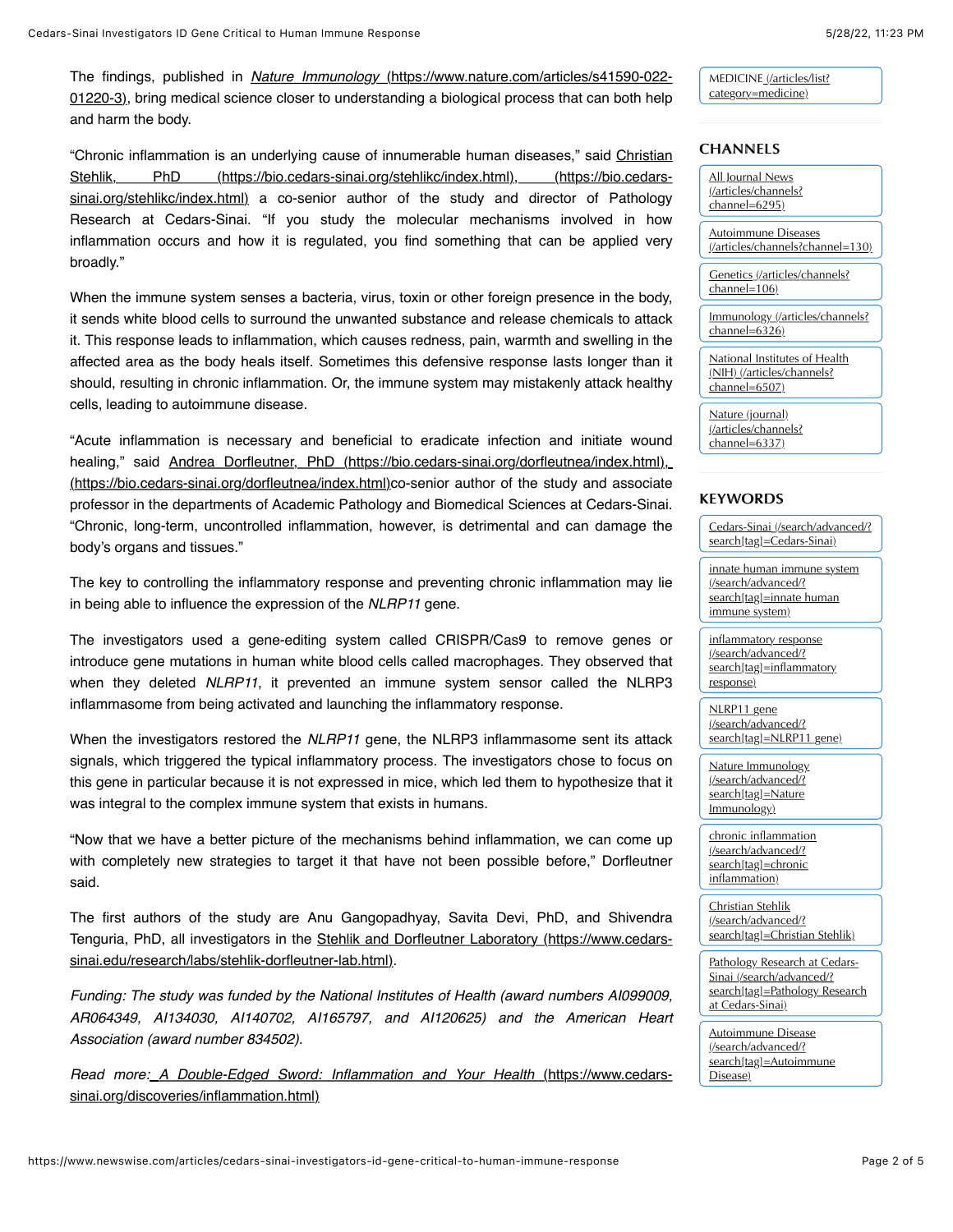The findings, published in *Nature Immunology* (https://www.nature.com/articles/s41590-022-01220-3), bring medical science closer to understanding a biological process that can both help and harm the body.

"Chronic inflammation is an underlying cause of innumerable human diseases," said Christian Stehlik, PhD (https://bio.cedars-sinai.org/stehlikc/index.html), (https://bio.cedars-sinai.org/stehlikc/index.html) a co-senior author of the study and director of Pathology Research at Cedars-Sinai. "If you study the molecular mechanisms involved in how inflammation occurs and how it is regulated, you find something that can be applied very broadly."

When the immune system senses a bacteria, virus, toxin or other foreign presence in the body, it sends white blood cells to surround the unwanted substance and release chemicals to attack it. This response leads to inflammation, which causes redness, pain, warmth and swelling in the affected area as the body heals itself. Sometimes this defensive response lasts longer than it should, resulting in chronic inflammation. Or, the immune system may mistakenly attack healthy cells, leading to autoimmune disease.

"Acute inflammation is necessary and beneficial to eradicate infection and initiate wound healing," said Andrea Dorfleutner, PhD (https://bio.cedars-sinai.org/dorfleutnea/index.html), (https://bio.cedars-sinai.org/dorfleutnea/index.html)co-senior author of the study and associate professor in the departments of Academic Pathology and Biomedical Sciences at Cedars-Sinai. "Chronic, long-term, uncontrolled inflammation, however, is detrimental and can damage the body's organs and tissues."

The key to controlling the inflammatory response and preventing chronic inflammation may lie in being able to influence the expression of the *NLRP11* gene.

The investigators used a gene-editing system called CRISPR/Cas9 to remove genes or introduce gene mutations in human white blood cells called macrophages. They observed that when they deleted *NLRP11*, it prevented an immune system sensor called the NLRP3 inflammasome from being activated and launching the inflammatory response.

When the investigators restored the *NLRP11* gene, the NLRP3 inflammasome sent its attack signals, which triggered the typical inflammatory process. The investigators chose to focus on this gene in particular because it is not expressed in mice, which led them to hypothesize that it was integral to the complex immune system that exists in humans.

"Now that we have a better picture of the mechanisms behind inflammation, we can come up with completely new strategies to target it that have not been possible before," Dorfleutner said.

The first authors of the study are Anu Gangopadhyay, Savita Devi, PhD, and Shivendra Tenguria, PhD, all investigators in the Stehlik and Dorfleutner Laboratory (https://www.cedars-sinai.edu/research/labs/stehlik-dorfleutner-lab.html).

*Funding: The study was funded by the National Institutes of Health (award numbers AI099009, AR064349, AI134030, AI140702, AI165797, and AI120625) and the American Heart Association (award number 834502).*

*Read more: A Double-Edged Sword: Inflammation and Your Health* (https://www.cedars-sinai.org/discoveries/inflammation.html)

MEDICINE (/articles/list?category=medicine)

### CHANNELS

- All Journal News (/articles/channels?channel=6295)
- Autoimmune Diseases (/articles/channels?channel=130)
- Genetics (/articles/channels?channel=106)
- Immunology (/articles/channels?channel=6326)
- National Institutes of Health (NIH) (/articles/channels?channel=6507)
- Nature (journal) (/articles/channels?channel=6337)

### KEYWORDS

- Cedars-Sinai (/search/advanced/?search[tag]=Cedars-Sinai)
- innate human immune system (/search/advanced/?search[tag]=innate human immune system)
- inflammatory response (/search/advanced/?search[tag]=inflammatory response)
- NLRP11 gene (/search/advanced/?search[tag]=NLRP11 gene)
- Nature Immunology (/search/advanced/?search[tag]=Nature Immunology)
- chronic inflammation (/search/advanced/?search[tag]=chronic inflammation)
- Christian Stehlik (/search/advanced/?search[tag]=Christian Stehlik)
- Pathology Research at Cedars-Sinai (/search/advanced/?search[tag]=Pathology Research at Cedars-Sinai)
- Autoimmune Disease (/search/advanced/?search[tag]=Autoimmune Disease)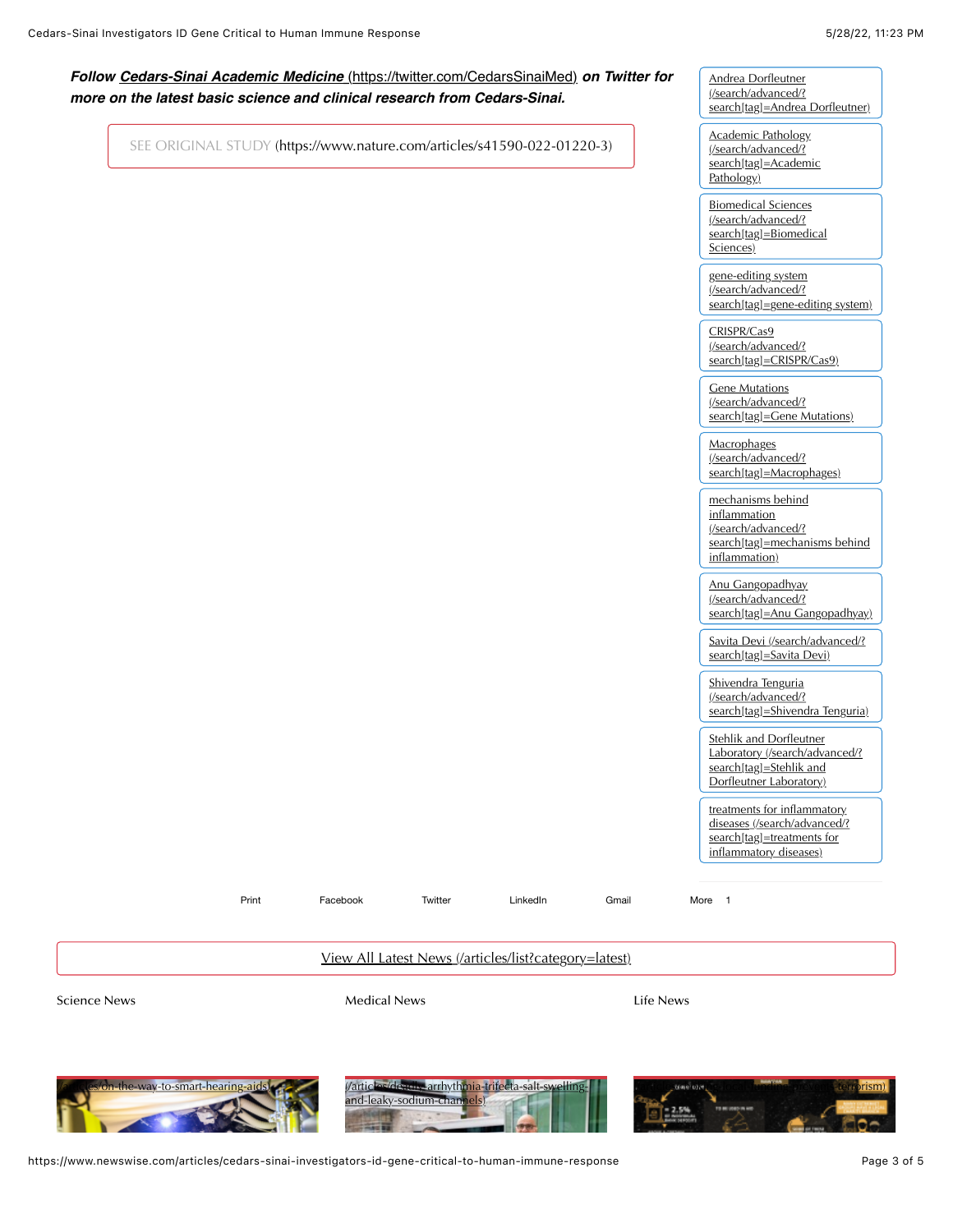***Follow [Cedars-Sinai Academic Medicine](https://twitter.com/CedarsSinaiMed) (https://twitter.com/CedarsSinaiMed) on Twitter for more on the latest basic science and clinical research from Cedars-Sinai.***

SEE ORIGINAL STUDY (https://www.nature.com/articles/s41590-022-01220-3)

- Andrea Dorfleutner (/search/advanced/?search[tag]=Andrea Dorfleutner)
- Academic Pathology (/search/advanced/?search[tag]=Academic Pathology)
- Biomedical Sciences (/search/advanced/?search[tag]=Biomedical Sciences)
- gene-editing system (/search/advanced/?search[tag]=gene-editing system)
- CRISPR/Cas9 (/search/advanced/?search[tag]=CRISPR/Cas9)
- Gene Mutations (/search/advanced/?search[tag]=Gene Mutations)
- Macrophages (/search/advanced/?search[tag]=Macrophages)
- mechanisms behind inflammation (/search/advanced/?search[tag]=mechanisms behind inflammation)
- Anu Gangopadhyay (/search/advanced/?search[tag]=Anu Gangopadhyay)
- Savita Devi (/search/advanced/?search[tag]=Savita Devi)
- Shivendra Tenguria (/search/advanced/?search[tag]=Shivendra Tenguria)
- Stehlik and Dorfleutner Laboratory (/search/advanced/?search[tag]=Stehlik and Dorfleutner Laboratory)
- treatments for inflammatory diseases (/search/advanced/?search[tag]=treatments for inflammatory diseases)

Print Facebook Twitter LinkedIn Gmail More 1

View All Latest News (/articles/list?category=latest)

Science News | Medical News | Life News

(/articles/on-the-way-to-smart-hearing-aids)

(/articles/deadly-arrhythmia-trifecta-salt-swelling-and-leaky-sodium-channels)

terrorism)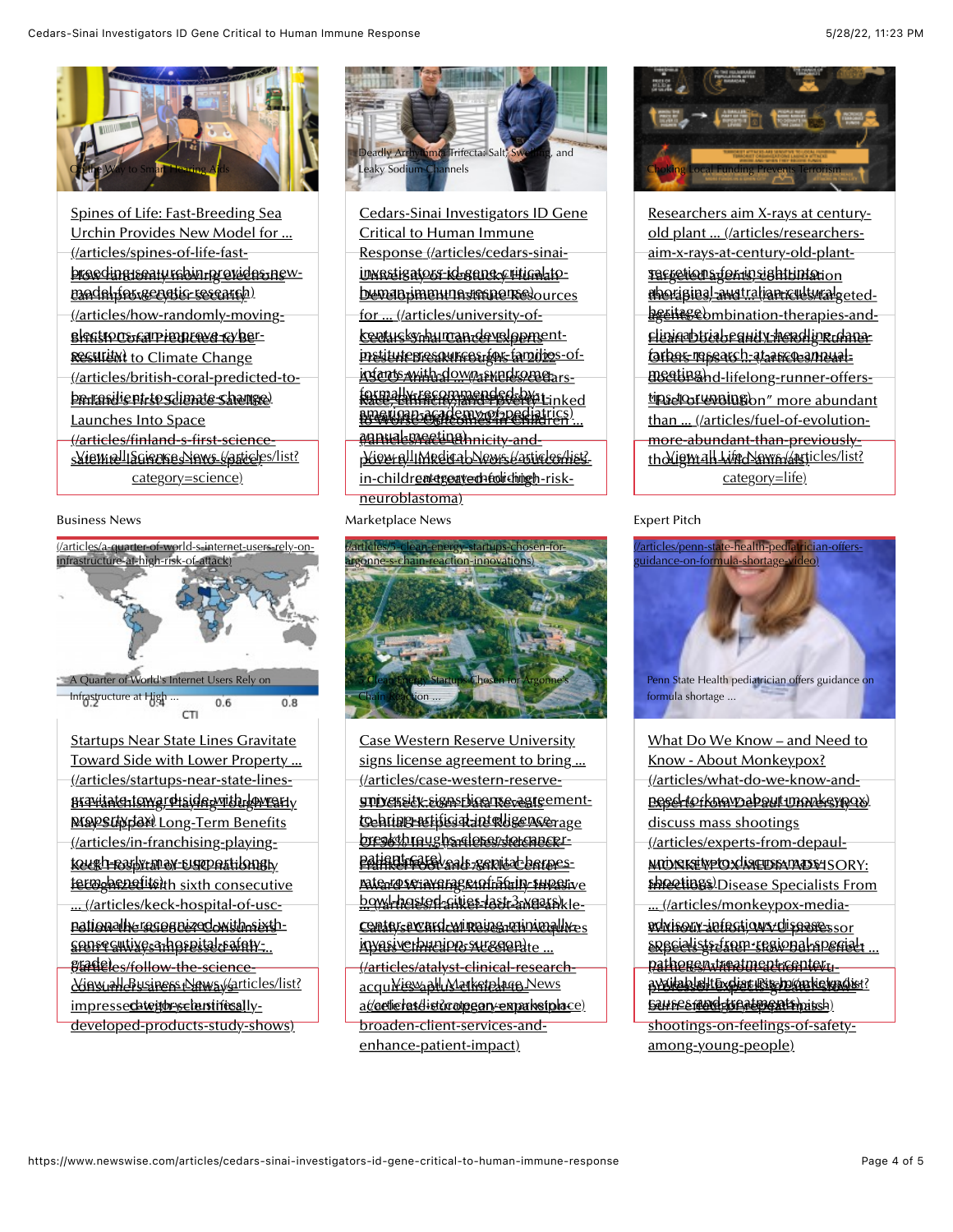On the Way to Smart Hearing Aids

[Spines of Life: Fast-Breeding Sea Urchin Provides New Model for ... (/articles/spines-of-life-fast-breeding-sea-urchin-provides-new-model-for-genetic-research)]

[How Randomly Moving Electrons Can Improve Cyber Security (/articles/how-randomly-moving-electrons-can-improve-cyber-security)]

[British Coral Predicted to Be Resilient to Climate Change (/articles/british-coral-predicted-to-be-resilient-to-climate-change)]

[Finland's First Science Satellite Launches Into Space (/articles/finland-s-first-science-satellite-launches-into-space)]

[View all Science News (/articles/list?category=science)]

Deadly Arrhythmia Trifecta: Salt, Swelling, and Leaky Sodium Channels

[Cedars-Sinai Investigators ID Gene Critical to Human Immune Response (/articles/cedars-sinai-investigators-id-gene-critical-to-human-immune-response)]

[University of Kentucky Human Development Institute Resources for ... (/articles/university-of-kentucky-human-development-institute-resources-for-families-of-infants-with-down-syndrome-formally-recommended-by-american-academy-of-pediatrics)]

[Cedars-Sinai Cancer Experts Present Breakthroughs at 2022 ASCO Annual ... (/articles/cedars-sinai-cancer-experts-present-breakthroughs-at-2022-asco-annual-meeting)]

[Race, Ethnicity, and Poverty Linked to Worse Outcomes in Children ... (/articles/race-ethnicity-and-poverty-linked-to-worse-outcomes-in-children-treated-for-high-risk-neuroblastoma)]

[View all Medical News (/articles/list?category=medical)]

Choking Local Funding Prevents Terrorism

[Researchers aim X-rays at century-old plant ... (/articles/researchers-aim-x-rays-at-century-old-plant-secretions-for-insight-into-aboriginal-australian-cultural-heritage)]

[Targeted agents, combination therapies ... (/articles/targeted-agents-combination-therapies-and-clinical-trial-equity-headline-dana-farber-research-at-asco-annual-meeting)]

[Heart Doctor and Lifelong Runner Offers Tips to ... (/articles/heart-doctor-and-lifelong-runner-offers-tips-to-running)]

["Fuel of Evolution" more abundant than ... (/articles/fuel-of-evolution-more-abundant-than-previously-thought-in-wild-animals)]

[View all Life News (/articles/list?category=life)]

## Business News

[(/articles/a-quarter-of-world-s-internet-users-rely-on-infrastructure-at-high-risk-of-attack)]

A Quarter of World's Internet Users Rely on Infrastructure at High ...

[Startups Near State Lines Gravitate Toward Side with Lower Property ... (/articles/startups-near-state-lines-gravitate-toward-side-with-lower-property-taxes)]

[In Franchising, Playing Tough Early May Support Long-Term Benefits (/articles/in-franchising-playing-tough-early-may-support-long-term-benefits)]

[Keck Hospital of USC nationally recognized with sixth consecutive ... (/articles/keck-hospital-of-usc-nationally-recognized-with-sixth-consecutive-hospital-safety-grade)]

[Follow the Science: Consumers aren't always impressed with ... (/articles/follow-the-science-consumers-aren-t-always-impressed-with-scientifically-developed-products-study-shows)]

[View all Business News (/articles/list?category=business)]

## Marketplace News

[(/articles/5-clean-energy-startups-chosen-for-argonne-s-chain-reaction-innovations)]

5 Clean Energy Startups Chosen for Argonne's Chain Reaction ...

[Case Western Reserve University signs license agreement to bring ... (/articles/case-western-reserve-university-signs-license-agreement-to-bring-artificial-intelligence-breakthroughs-closer-to-cancer-patient-care)]

[STDcheck.com Data Reveals Genital Herpes Rate Rose Average of 56% In ... (/articles/stdcheck-com-data-reveals-genital-herpes-rate-rose-average-of-56-in-super-bowl-hosted-cities-last-3-years)]

[Frankel Foot and Ankle Center's Award Winning Minimally Invasive ... (/articles/frankel-foot-and-ankle-center-award-winning-minimally-invasive-bunion-surgeon)]

[Catalyst Clinical Research Acquires Aptus Clinical to Accelerate ... (/articles/catalyst-clinical-research-acquires-aptus-clinical-to-accelerate-capabilities-broaden-client-services-and-enhance-patient-impact)]

[View all Marketplace News (/articles/list?category=marketplace)]

## Expert Pitch

[(/articles/penn-state-health-pediatrician-offers-guidance-on-formula-shortage-video)]

Penn State Health pediatrician offers guidance on formula shortage ...

[What Do We Know – and Need to Know - About Monkeypox? (/articles/what-do-we-know-and-need-to-know-about-monkeypox)]

[Experts from DePaul University to discuss mass shootings (/articles/experts-from-depaul-university-to-discuss-mass-shootings)]

[MONKEYPOX MEDIA ADVISORY: Infectious Disease Specialists From ... (/articles/monkeypox-media-advisory-infectious-disease-specialists-from-regional-special-pathogen-treatment-center-available-to-discuss-monkeypox-causes-and-treatments)]

[Without action, WVU professor expects greater 'slow burn' effect ... (/articles/...-shootings-on-feelings-of-safety-among-young-people)]

[View all Expert Pitch News (/articles/list?category=expert-pitch)]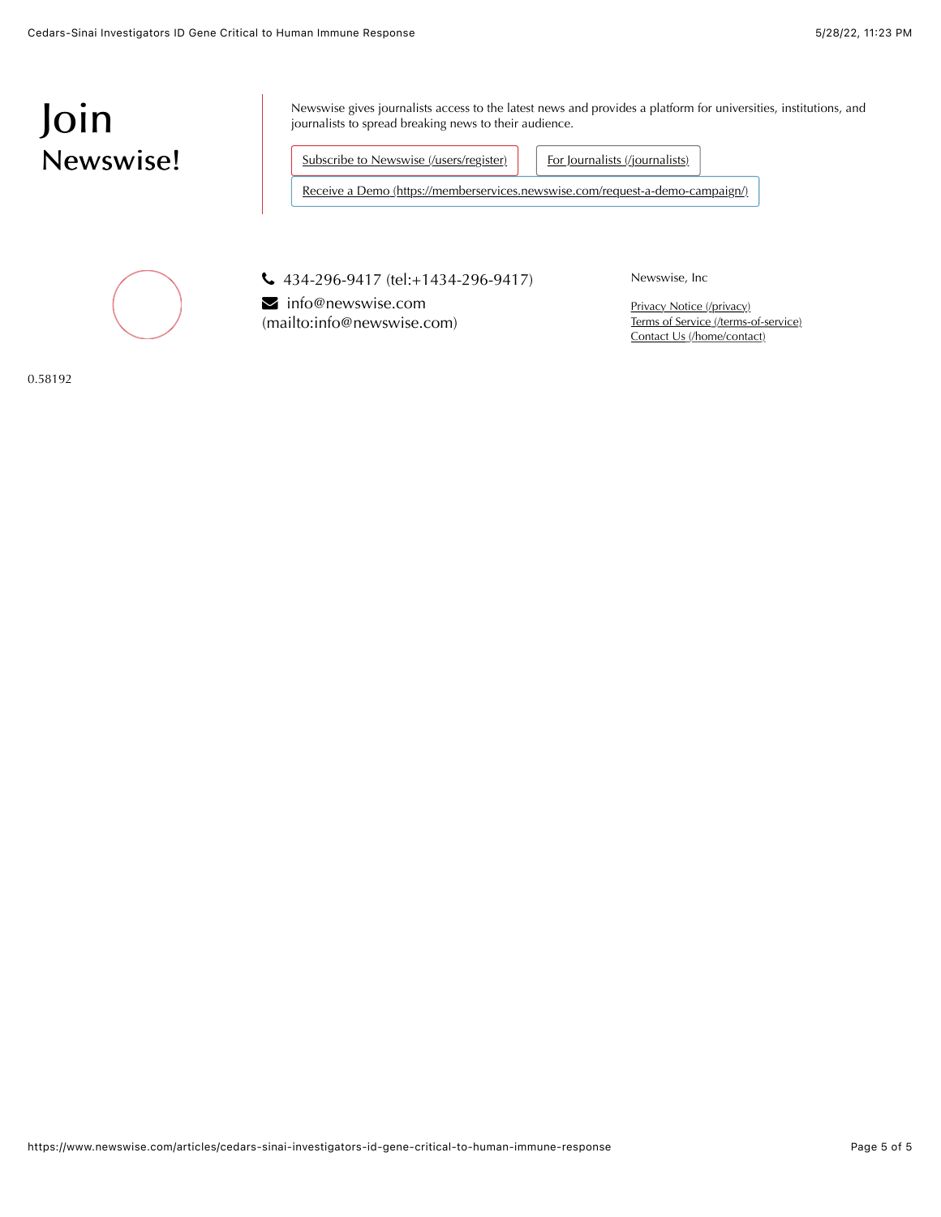# Join Newswise!

Newswise gives journalists access to the latest news and provides a platform for universities, institutions, and journalists to spread breaking news to their audience.

Subscribe to Newswise (/users/register)

For Journalists (/journalists)

Receive a Demo (https://memberservices.newswise.com/request-a-demo-campaign/)

434-296-9417 (tel:+1434-296-9417)

info@newswise.com (mailto:info@newswise.com)

Newswise, Inc

Privacy Notice (/privacy)

Terms of Service (/terms-of-service)

Contact Us (/home/contact)

0.58192